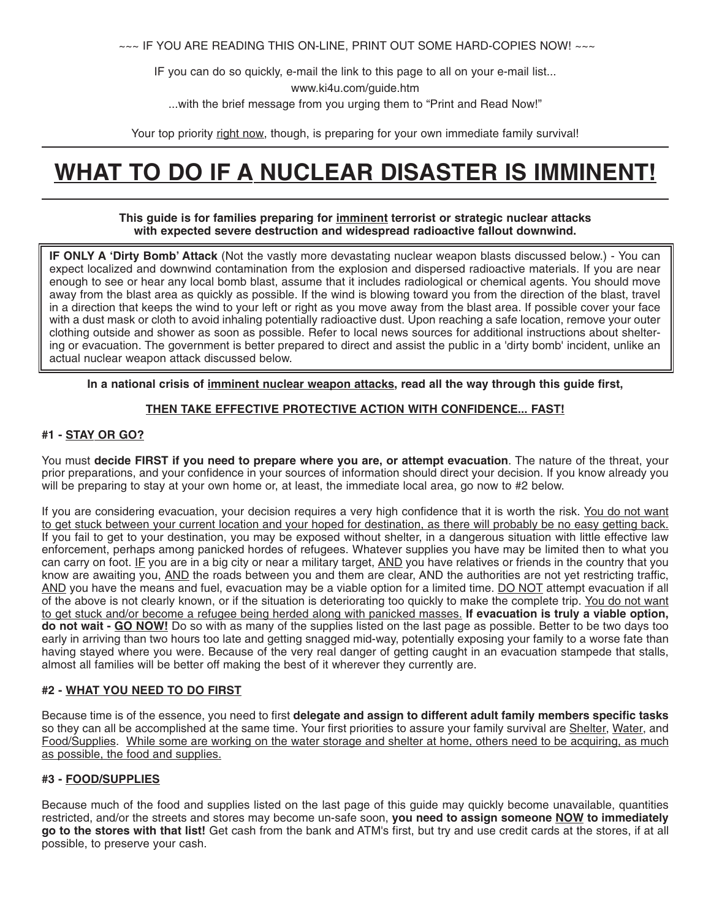~~~ IF YOU ARE READING THIS ON-LINE, PRINT OUT SOME HARD-COPIES NOW! ~~~

IF you can do so quickly, e-mail the link to this page to all on your e-mail list...

www.ki4u.com/guide.htm

...with the brief message from you urging them to "Print and Read Now!"

Your top priority right now, though, is preparing for your own immediate family survival!

# WHAT TO DO IF A NUCLEAR DISASTER IS IMMINENT!

**This guide is for families preparing for imminent terrorist or strategic nuclear attacks with expected severe destruction and widespread radioactive fallout downwind.**

> **IF ONLY A 'Dirty Bomb' Attack** (Not the vastly more devastating nuclear weapon blasts discussed below.) - You can expect localized and downwind contamination from the explosion and dispersed radioactive materials. If you are near enough to see or hear any local bomb blast, assume that it includes radiological or chemical agents. You should move away from the blast area as quickly as possible. If the wind is blowing toward you from the direction of the blast, travel in a direction that keeps the wind to your left or right as you move away from the blast area. If possible cover your face with a dust mask or cloth to avoid inhaling potentially radioactive dust. Upon reaching a safe location, remove your outer clothing outside and shower as soon as possible. Refer to local news sources for additional instructions about sheltering or evacuation. The government is better prepared to direct and assist the public in a 'dirty bomb' incident, unlike an actual nuclear weapon attack discussed below.

**In a national crisis of imminent nuclear weapon attacks, read all the way through this guide first,**

**THEN TAKE EFFECTIVE PROTECTIVE ACTION WITH CONFIDENCE... FAST!**

### #1 - STAY OR GO?

You must **decide FIRST if you need to prepare where you are, or attempt evacuation**. The nature of the threat, your prior preparations, and your confidence in your sources of information should direct your decision. If you know already you will be preparing to stay at your own home or, at least, the immediate local area, go now to #2 below.

If you are considering evacuation, your decision requires a very high confidence that it is worth the risk. You do not want to get stuck between your current location and your hoped for destination, as there will probably be no easy getting back. If you fail to get to your destination, you may be exposed without shelter, in a dangerous situation with little effective law enforcement, perhaps among panicked hordes of refugees. Whatever supplies you have may be limited then to what you can carry on foot. IF you are in a big city or near a military target, AND you have relatives or friends in the country that you know are awaiting you, AND the roads between you and them are clear, AND the authorities are not yet restricting traffic, AND you have the means and fuel, evacuation may be a viable option for a limited time. DO NOT attempt evacuation if all of the above is not clearly known, or if the situation is deteriorating too quickly to make the complete trip. You do not want to get stuck and/or become a refugee being herded along with panicked masses. **If evacuation is truly a viable option, do not wait - GO NOW!** Do so with as many of the supplies listed on the last page as possible. Better to be two days too early in arriving than two hours too late and getting snagged mid-way, potentially exposing your family to a worse fate than having stayed where you were. Because of the very real danger of getting caught in an evacuation stampede that stalls, almost all families will be better off making the best of it wherever they currently are.

### #2 - WHAT YOU NEED TO DO FIRST

Because time is of the essence, you need to first **delegate and assign to different adult family members specific tasks** so they can all be accomplished at the same time. Your first priorities to assure your family survival are Shelter, Water, and Food/Supplies. While some are working on the water storage and shelter at home, others need to be acquiring, as much as possible, the food and supplies.

### #3 - FOOD/SUPPLIES

Because much of the food and supplies listed on the last page of this guide may quickly become unavailable, quantities restricted, and/or the streets and stores may become un-safe soon, **you need to assign someone NOW to immediately go to the stores with that list!** Get cash from the bank and ATM's first, but try and use credit cards at the stores, if at all possible, to preserve your cash.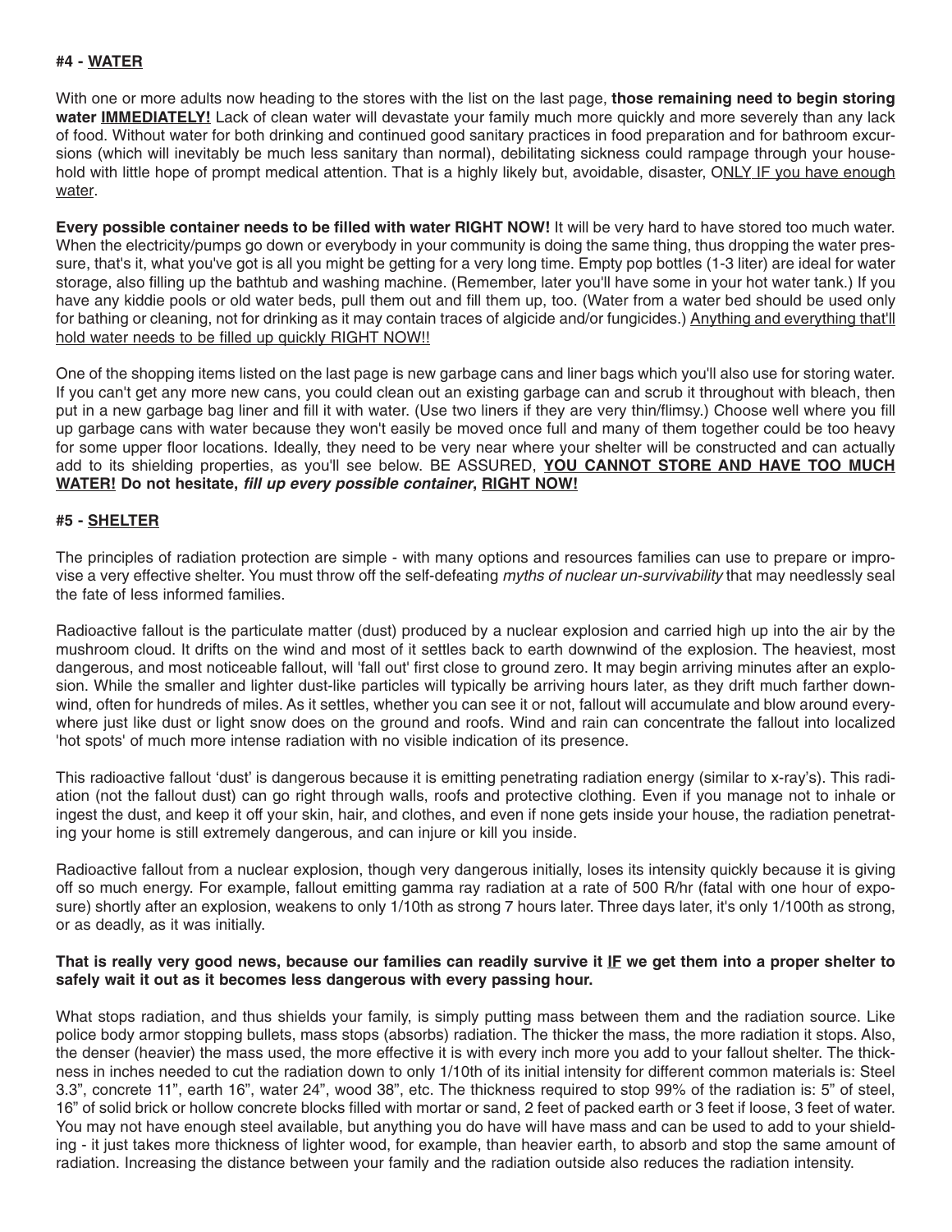**#4 - <u>WATER</u>**

With one or more adults now heading to the stores with the list on the last page, **those remaining need to begin storing water <u>IMMEDIATELY!</u>** Lack of clean water will devastate your family much more quickly and more severely than any lack of food. Without water for both drinking and continued good sanitary practices in food preparation and for bathroom excursions (which will inevitably be much less sanitary than normal), debilitating sickness could rampage through your household with little hope of prompt medical attention. That is a highly likely but, avoidable, disaster, O<u>NLY IF you have enough water</u>.

**Every possible container needs to be filled with water RIGHT NOW!** It will be very hard to have stored too much water. When the electricity/pumps go down or everybody in your community is doing the same thing, thus dropping the water pressure, that's it, what you've got is all you might be getting for a very long time. Empty pop bottles (1-3 liter) are ideal for water storage, also filling up the bathtub and washing machine. (Remember, later you'll have some in your hot water tank.) If you have any kiddie pools or old water beds, pull them out and fill them up, too. (Water from a water bed should be used only for bathing or cleaning, not for drinking as it may contain traces of algicide and/or fungicides.) <u>Anything and everything that'll hold water needs to be filled up quickly RIGHT NOW!!</u>

One of the shopping items listed on the last page is new garbage cans and liner bags which you'll also use for storing water. If you can't get any more new cans, you could clean out an existing garbage can and scrub it throughout with bleach, then put in a new garbage bag liner and fill it with water. (Use two liners if they are very thin/flimsy.) Choose well where you fill up garbage cans with water because they won't easily be moved once full and many of them together could be too heavy for some upper floor locations. Ideally, they need to be very near where your shelter will be constructed and can actually add to its shielding properties, as you'll see below. BE ASSURED, **<u>YOU CANNOT STORE AND HAVE TOO MUCH WATER!</u> Do not hesitate, *fill up every possible container*, <u>RIGHT NOW!</u>**

**#5 - <u>SHELTER</u>**

The principles of radiation protection are simple - with many options and resources families can use to prepare or improvise a very effective shelter. You must throw off the self-defeating *myths of nuclear un-survivability* that may needlessly seal the fate of less informed families.

Radioactive fallout is the particulate matter (dust) produced by a nuclear explosion and carried high up into the air by the mushroom cloud. It drifts on the wind and most of it settles back to earth downwind of the explosion. The heaviest, most dangerous, and most noticeable fallout, will 'fall out' first close to ground zero. It may begin arriving minutes after an explosion. While the smaller and lighter dust-like particles will typically be arriving hours later, as they drift much farther downwind, often for hundreds of miles. As it settles, whether you can see it or not, fallout will accumulate and blow around everywhere just like dust or light snow does on the ground and roofs. Wind and rain can concentrate the fallout into localized 'hot spots' of much more intense radiation with no visible indication of its presence.

This radioactive fallout 'dust' is dangerous because it is emitting penetrating radiation energy (similar to x-ray's). This radiation (not the fallout dust) can go right through walls, roofs and protective clothing. Even if you manage not to inhale or ingest the dust, and keep it off your skin, hair, and clothes, and even if none gets inside your house, the radiation penetrating your home is still extremely dangerous, and can injure or kill you inside.

Radioactive fallout from a nuclear explosion, though very dangerous initially, loses its intensity quickly because it is giving off so much energy. For example, fallout emitting gamma ray radiation at a rate of 500 R/hr (fatal with one hour of exposure) shortly after an explosion, weakens to only 1/10th as strong 7 hours later. Three days later, it's only 1/100th as strong, or as deadly, as it was initially.

**That is really very good news, because our families can readily survive it <u>IF</u> we get them into a proper shelter to safely wait it out as it becomes less dangerous with every passing hour.**

What stops radiation, and thus shields your family, is simply putting mass between them and the radiation source. Like police body armor stopping bullets, mass stops (absorbs) radiation. The thicker the mass, the more radiation it stops. Also, the denser (heavier) the mass used, the more effective it is with every inch more you add to your fallout shelter. The thickness in inches needed to cut the radiation down to only 1/10th of its initial intensity for different common materials is: Steel 3.3", concrete 11", earth 16", water 24", wood 38", etc. The thickness required to stop 99% of the radiation is: 5" of steel, 16" of solid brick or hollow concrete blocks filled with mortar or sand, 2 feet of packed earth or 3 feet if loose, 3 feet of water. You may not have enough steel available, but anything you do have will have mass and can be used to add to your shielding - it just takes more thickness of lighter wood, for example, than heavier earth, to absorb and stop the same amount of radiation. Increasing the distance between your family and the radiation outside also reduces the radiation intensity.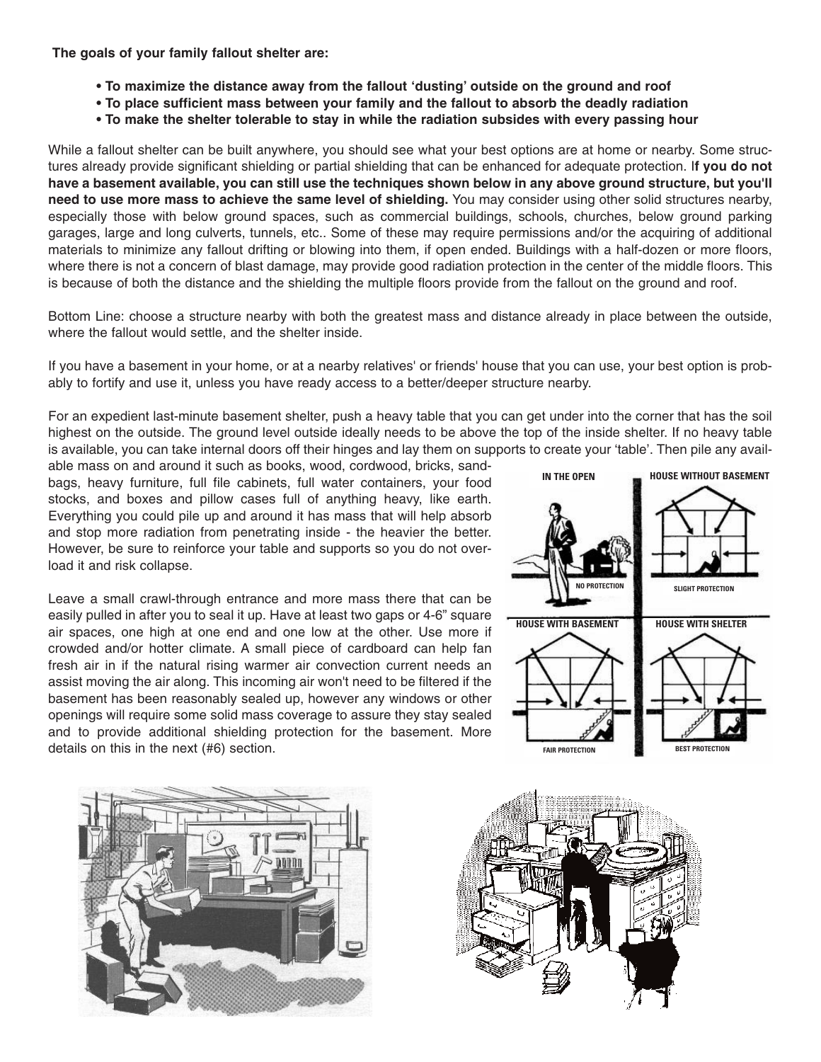**The goals of your family fallout shelter are:**

- **To maximize the distance away from the fallout 'dusting' outside on the ground and roof**
- **To place sufficient mass between your family and the fallout to absorb the deadly radiation**
- **To make the shelter tolerable to stay in while the radiation subsides with every passing hour**

While a fallout shelter can be built anywhere, you should see what your best options are at home or nearby. Some structures already provide significant shielding or partial shielding that can be enhanced for adequate protection. **If you do not have a basement available, you can still use the techniques shown below in any above ground structure, but you'll need to use more mass to achieve the same level of shielding.** You may consider using other solid structures nearby, especially those with below ground spaces, such as commercial buildings, schools, churches, below ground parking garages, large and long culverts, tunnels, etc.. Some of these may require permissions and/or the acquiring of additional materials to minimize any fallout drifting or blowing into them, if open ended. Buildings with a half-dozen or more floors, where there is not a concern of blast damage, may provide good radiation protection in the center of the middle floors. This is because of both the distance and the shielding the multiple floors provide from the fallout on the ground and roof.

Bottom Line: choose a structure nearby with both the greatest mass and distance already in place between the outside, where the fallout would settle, and the shelter inside.

If you have a basement in your home, or at a nearby relatives' or friends' house that you can use, your best option is probably to fortify and use it, unless you have ready access to a better/deeper structure nearby.

For an expedient last-minute basement shelter, push a heavy table that you can get under into the corner that has the soil highest on the outside. The ground level outside ideally needs to be above the top of the inside shelter. If no heavy table is available, you can take internal doors off their hinges and lay them on supports to create your 'table'. Then pile any available mass on and around it such as books, wood, cordwood, bricks, sandbags, heavy furniture, full file cabinets, full water containers, your food stocks, and boxes and pillow cases full of anything heavy, like earth. Everything you could pile up and around it has mass that will help absorb and stop more radiation from penetrating inside - the heavier the better. However, be sure to reinforce your table and supports so you do not overload it and risk collapse.

Leave a small crawl-through entrance and more mass there that can be easily pulled in after you to seal it up. Have at least two gaps or 4-6" square air spaces, one high at one end and one low at the other. Use more if crowded and/or hotter climate. A small piece of cardboard can help fan fresh air in if the natural rising warmer air convection current needs an assist moving the air along. This incoming air won't need to be filtered if the basement has been reasonably sealed up, however any windows or other openings will require some solid mass coverage to assure they stay sealed and to provide additional shielding protection for the basement. More details on this in the next (#6) section.

IN THE OPEN

NO PROTECTION

HOUSE WITHOUT BASEMENT

SLIGHT PROTECTION

HOUSE WITH BASEMENT

FAIR PROTECTION

HOUSE WITH SHELTER

BEST PROTECTION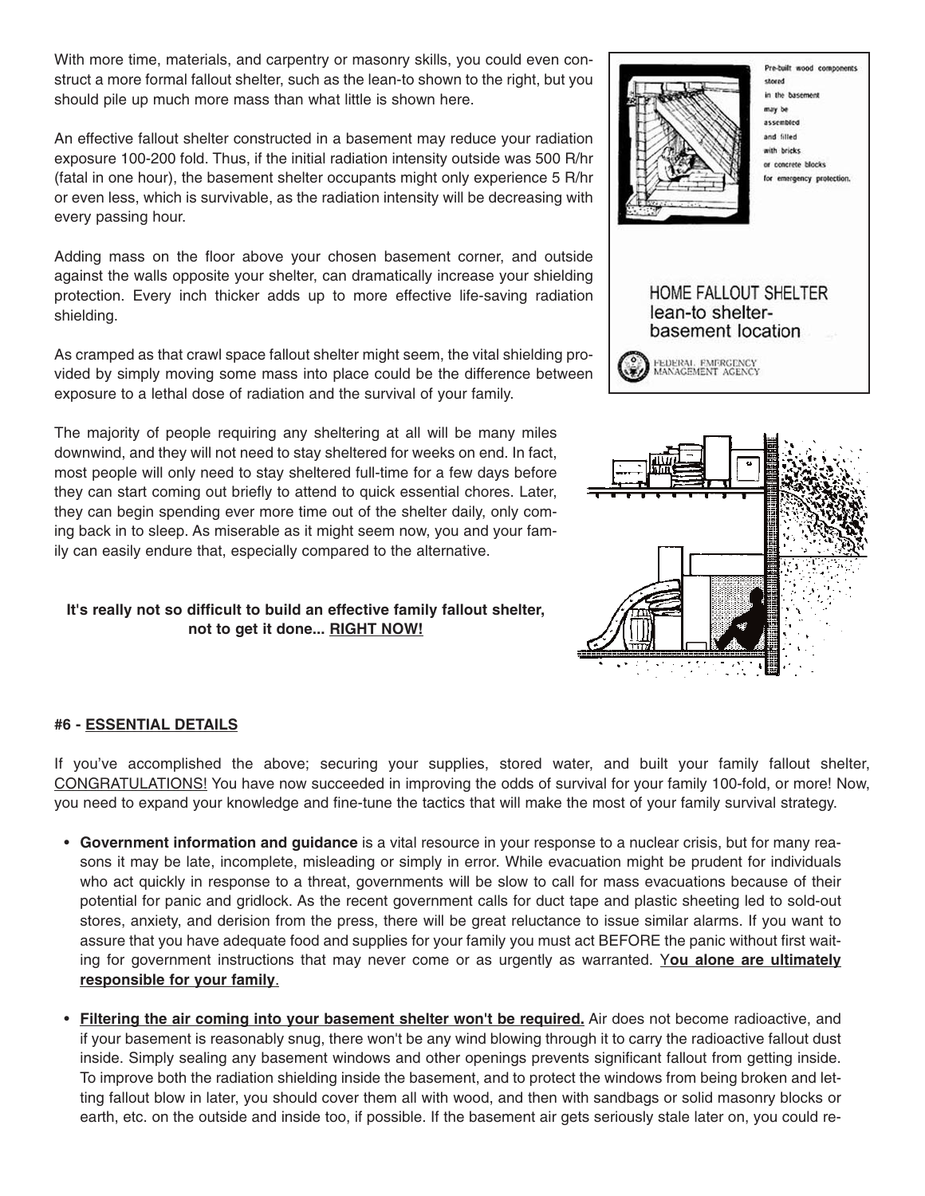With more time, materials, and carpentry or masonry skills, you could even construct a more formal fallout shelter, such as the lean-to shown to the right, but you should pile up much more mass than what little is shown here.

An effective fallout shelter constructed in a basement may reduce your radiation exposure 100-200 fold. Thus, if the initial radiation intensity outside was 500 R/hr (fatal in one hour), the basement shelter occupants might only experience 5 R/hr or even less, which is survivable, as the radiation intensity will be decreasing with every passing hour.

Adding mass on the floor above your chosen basement corner, and outside against the walls opposite your shelter, can dramatically increase your shielding protection. Every inch thicker adds up to more effective life-saving radiation shielding.

As cramped as that crawl space fallout shelter might seem, the vital shielding provided by simply moving some mass into place could be the difference between exposure to a lethal dose of radiation and the survival of your family.

Pre-built wood components stored in the basement may be assembled and filled with bricks or concrete blocks for emergency protection.

HOME FALLOUT SHELTER
lean-to shelter-
basement location

FEDERAL EMERGENCY MANAGEMENT AGENCY

The majority of people requiring any sheltering at all will be many miles downwind, and they will not need to stay sheltered for weeks on end. In fact, most people will only need to stay sheltered full-time for a few days before they can start coming out briefly to attend to quick essential chores. Later, they can begin spending ever more time out of the shelter daily, only coming back in to sleep. As miserable as it might seem now, you and your family can easily endure that, especially compared to the alternative.

**It's really not so difficult to build an effective family fallout shelter, not to get it done... RIGHT NOW!**

**#6 - ESSENTIAL DETAILS**

If you've accomplished the above; securing your supplies, stored water, and built your family fallout shelter, CONGRATULATIONS! You have now succeeded in improving the odds of survival for your family 100-fold, or more! Now, you need to expand your knowledge and fine-tune the tactics that will make the most of your family survival strategy.

- **Government information and guidance** is a vital resource in your response to a nuclear crisis, but for many reasons it may be late, incomplete, misleading or simply in error. While evacuation might be prudent for individuals who act quickly in response to a threat, governments will be slow to call for mass evacuations because of their potential for panic and gridlock. As the recent government calls for duct tape and plastic sheeting led to sold-out stores, anxiety, and derision from the press, there will be great reluctance to issue similar alarms. If you want to assure that you have adequate food and supplies for your family you must act BEFORE the panic without first waiting for government instructions that may never come or as urgently as warranted. **You alone are ultimately responsible for your family**.

- **Filtering the air coming into your basement shelter won't be required.** Air does not become radioactive, and if your basement is reasonably snug, there won't be any wind blowing through it to carry the radioactive fallout dust inside. Simply sealing any basement windows and other openings prevents significant fallout from getting inside. To improve both the radiation shielding inside the basement, and to protect the windows from being broken and letting fallout blow in later, you should cover them all with wood, and then with sandbags or solid masonry blocks or earth, etc. on the outside and inside too, if possible. If the basement air gets seriously stale later on, you could re-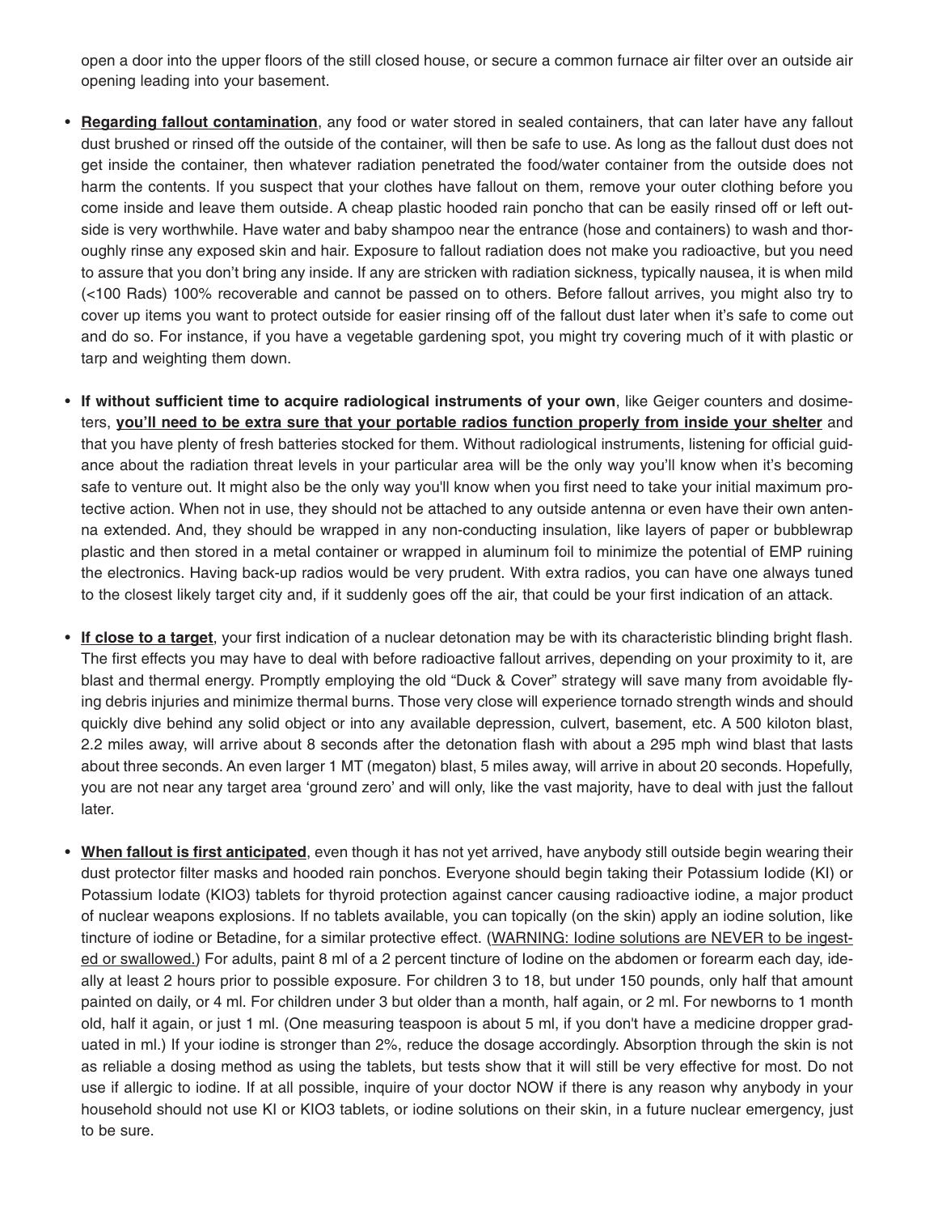open a door into the upper floors of the still closed house, or secure a common furnace air filter over an outside air opening leading into your basement.

- **Regarding fallout contamination**, any food or water stored in sealed containers, that can later have any fallout dust brushed or rinsed off the outside of the container, will then be safe to use. As long as the fallout dust does not get inside the container, then whatever radiation penetrated the food/water container from the outside does not harm the contents. If you suspect that your clothes have fallout on them, remove your outer clothing before you come inside and leave them outside. A cheap plastic hooded rain poncho that can be easily rinsed off or left outside is very worthwhile. Have water and baby shampoo near the entrance (hose and containers) to wash and thoroughly rinse any exposed skin and hair. Exposure to fallout radiation does not make you radioactive, but you need to assure that you don't bring any inside. If any are stricken with radiation sickness, typically nausea, it is when mild (<100 Rads) 100% recoverable and cannot be passed on to others. Before fallout arrives, you might also try to cover up items you want to protect outside for easier rinsing off of the fallout dust later when it's safe to come out and do so. For instance, if you have a vegetable gardening spot, you might try covering much of it with plastic or tarp and weighting them down.

- **If without sufficient time to acquire radiological instruments of your own**, like Geiger counters and dosimeters, **you'll need to be extra sure that your portable radios function properly from inside your shelter** and that you have plenty of fresh batteries stocked for them. Without radiological instruments, listening for official guidance about the radiation threat levels in your particular area will be the only way you'll know when it's becoming safe to venture out. It might also be the only way you'll know when you first need to take your initial maximum protective action. When not in use, they should not be attached to any outside antenna or even have their own antenna extended. And, they should be wrapped in any non-conducting insulation, like layers of paper or bubblewrap plastic and then stored in a metal container or wrapped in aluminum foil to minimize the potential of EMP ruining the electronics. Having back-up radios would be very prudent. With extra radios, you can have one always tuned to the closest likely target city and, if it suddenly goes off the air, that could be your first indication of an attack.

- **If close to a target**, your first indication of a nuclear detonation may be with its characteristic blinding bright flash. The first effects you may have to deal with before radioactive fallout arrives, depending on your proximity to it, are blast and thermal energy. Promptly employing the old "Duck & Cover" strategy will save many from avoidable flying debris injuries and minimize thermal burns. Those very close will experience tornado strength winds and should quickly dive behind any solid object or into any available depression, culvert, basement, etc. A 500 kiloton blast, 2.2 miles away, will arrive about 8 seconds after the detonation flash with about a 295 mph wind blast that lasts about three seconds. An even larger 1 MT (megaton) blast, 5 miles away, will arrive in about 20 seconds. Hopefully, you are not near any target area 'ground zero' and will only, like the vast majority, have to deal with just the fallout later.

- **When fallout is first anticipated**, even though it has not yet arrived, have anybody still outside begin wearing their dust protector filter masks and hooded rain ponchos. Everyone should begin taking their Potassium Iodide (KI) or Potassium Iodate ($KIO_3$) tablets for thyroid protection against cancer causing radioactive iodine, a major product of nuclear weapons explosions. If no tablets available, you can topically (on the skin) apply an iodine solution, like tincture of iodine or Betadine, for a similar protective effect. (WARNING: Iodine solutions are NEVER to be ingested or swallowed.) For adults, paint 8 ml of a 2 percent tincture of Iodine on the abdomen or forearm each day, ideally at least 2 hours prior to possible exposure. For children 3 to 18, but under 150 pounds, only half that amount painted on daily, or 4 ml. For children under 3 but older than a month, half again, or 2 ml. For newborns to 1 month old, half it again, or just 1 ml. (One measuring teaspoon is about 5 ml, if you don't have a medicine dropper graduated in ml.) If your iodine is stronger than 2%, reduce the dosage accordingly. Absorption through the skin is not as reliable a dosing method as using the tablets, but tests show that it will still be very effective for most. Do not use if allergic to iodine. If at all possible, inquire of your doctor NOW if there is any reason why anybody in your household should not use KI or $KIO_3$ tablets, or iodine solutions on their skin, in a future nuclear emergency, just to be sure.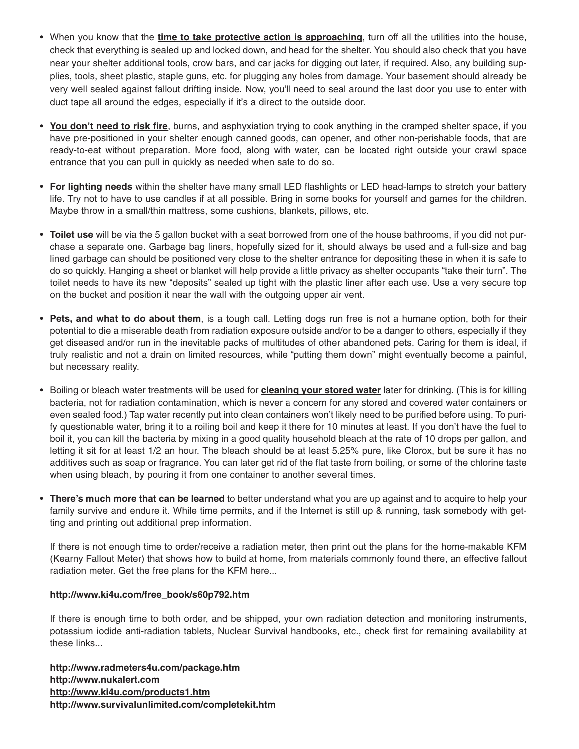- When you know that the **time to take protective action is approaching**, turn off all the utilities into the house, check that everything is sealed up and locked down, and head for the shelter. You should also check that you have near your shelter additional tools, crow bars, and car jacks for digging out later, if required. Also, any building supplies, tools, sheet plastic, staple guns, etc. for plugging any holes from damage. Your basement should already be very well sealed against fallout drifting inside. Now, you'll need to seal around the last door you use to enter with duct tape all around the edges, especially if it's a direct to the outside door.

- **You don't need to risk fire**, burns, and asphyxiation trying to cook anything in the cramped shelter space, if you have pre-positioned in your shelter enough canned goods, can opener, and other non-perishable foods, that are ready-to-eat without preparation. More food, along with water, can be located right outside your crawl space entrance that you can pull in quickly as needed when safe to do so.

- **For lighting needs** within the shelter have many small LED flashlights or LED head-lamps to stretch your battery life. Try not to have to use candles if at all possible. Bring in some books for yourself and games for the children. Maybe throw in a small/thin mattress, some cushions, blankets, pillows, etc.

- **Toilet use** will be via the 5 gallon bucket with a seat borrowed from one of the house bathrooms, if you did not purchase a separate one. Garbage bag liners, hopefully sized for it, should always be used and a full-size and bag lined garbage can should be positioned very close to the shelter entrance for depositing these in when it is safe to do so quickly. Hanging a sheet or blanket will help provide a little privacy as shelter occupants "take their turn". The toilet needs to have its new "deposits" sealed up tight with the plastic liner after each use. Use a very secure top on the bucket and position it near the wall with the outgoing upper air vent.

- **Pets, and what to do about them**, is a tough call. Letting dogs run free is not a humane option, both for their potential to die a miserable death from radiation exposure outside and/or to be a danger to others, especially if they get diseased and/or run in the inevitable packs of multitudes of other abandoned pets. Caring for them is ideal, if truly realistic and not a drain on limited resources, while "putting them down" might eventually become a painful, but necessary reality.

- Boiling or bleach water treatments will be used for **cleaning your stored water** later for drinking. (This is for killing bacteria, not for radiation contamination, which is never a concern for any stored and covered water containers or even sealed food.) Tap water recently put into clean containers won't likely need to be purified before using. To purify questionable water, bring it to a roiling boil and keep it there for 10 minutes at least. If you don't have the fuel to boil it, you can kill the bacteria by mixing in a good quality household bleach at the rate of 10 drops per gallon, and letting it sit for at least 1/2 an hour. The bleach should be at least 5.25% pure, like Clorox, but be sure it has no additives such as soap or fragrance. You can later get rid of the flat taste from boiling, or some of the chlorine taste when using bleach, by pouring it from one container to another several times.

- **There's much more that can be learned** to better understand what you are up against and to acquire to help your family survive and endure it. While time permits, and if the Internet is still up & running, task somebody with getting and printing out additional prep information.

  If there is not enough time to order/receive a radiation meter, then print out the plans for the home-makable KFM (Kearny Fallout Meter) that shows how to build at home, from materials commonly found there, an effective fallout radiation meter. Get the free plans for the KFM here...

  **http://www.ki4u.com/free_book/s60p792.htm**

  If there is enough time to both order, and be shipped, your own radiation detection and monitoring instruments, potassium iodide anti-radiation tablets, Nuclear Survival handbooks, etc., check first for remaining availability at these links...

  **http://www.radmeters4u.com/package.htm**
  **http://www.nukalert.com**
  **http://www.ki4u.com/products1.htm**
  **http://www.survivalunlimited.com/completekit.htm**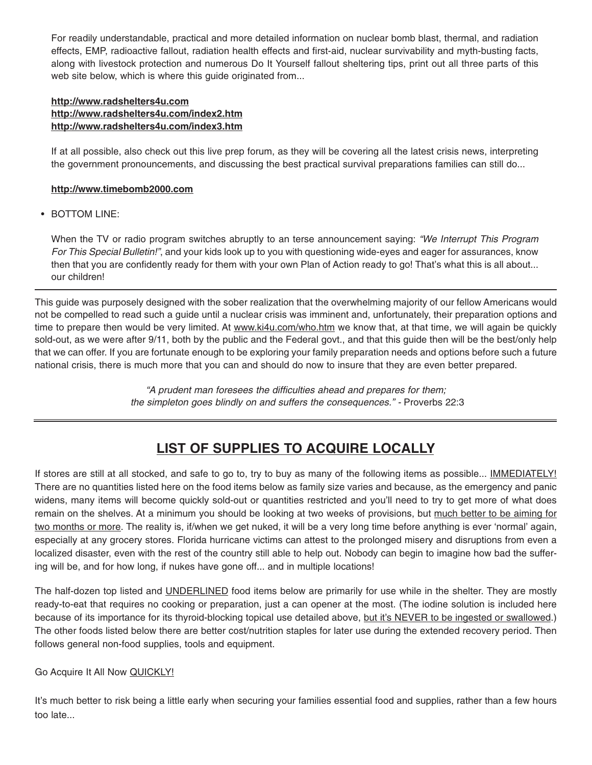For readily understandable, practical and more detailed information on nuclear bomb blast, thermal, and radiation effects, EMP, radioactive fallout, radiation health effects and first-aid, nuclear survivability and myth-busting facts, along with livestock protection and numerous Do It Yourself fallout sheltering tips, print out all three parts of this web site below, which is where this guide originated from...

**http://www.radshelters4u.com**
**http://www.radshelters4u.com/index2.htm**
**http://www.radshelters4u.com/index3.htm**

If at all possible, also check out this live prep forum, as they will be covering all the latest crisis news, interpreting the government pronouncements, and discussing the best practical survival preparations families can still do...

**http://www.timebomb2000.com**

- BOTTOM LINE:

  When the TV or radio program switches abruptly to an terse announcement saying: *"We Interrupt This Program For This Special Bulletin!"*, and your kids look up to you with questioning wide-eyes and eager for assurances, know then that you are confidently ready for them with your own Plan of Action ready to go! That's what this is all about... our children!

---

This guide was purposely designed with the sober realization that the overwhelming majority of our fellow Americans would not be compelled to read such a guide until a nuclear crisis was imminent and, unfortunately, their preparation options and time to prepare then would be very limited. At www.ki4u.com/who.htm we know that, at that time, we will again be quickly sold-out, as we were after 9/11, both by the public and the Federal govt., and that this guide then will be the best/only help that we can offer. If you are fortunate enough to be exploring your family preparation needs and options before such a future national crisis, there is much more that you can and should do now to insure that they are even better prepared.

*"A prudent man foresees the difficulties ahead and prepares for them; the simpleton goes blindly on and suffers the consequences."* - Proverbs 22:3

---

## LIST OF SUPPLIES TO ACQUIRE LOCALLY

If stores are still at all stocked, and safe to go to, try to buy as many of the following items as possible... IMMEDIATELY! There are no quantities listed here on the food items below as family size varies and because, as the emergency and panic widens, many items will become quickly sold-out or quantities restricted and you'll need to try to get more of what does remain on the shelves. At a minimum you should be looking at two weeks of provisions, but much better to be aiming for two months or more. The reality is, if/when we get nuked, it will be a very long time before anything is ever 'normal' again, especially at any grocery stores. Florida hurricane victims can attest to the prolonged misery and disruptions from even a localized disaster, even with the rest of the country still able to help out. Nobody can begin to imagine how bad the suffering will be, and for how long, if nukes have gone off... and in multiple locations!

The half-dozen top listed and UNDERLINED food items below are primarily for use while in the shelter. They are mostly ready-to-eat that requires no cooking or preparation, just a can opener at the most. (The iodine solution is included here because of its importance for its thyroid-blocking topical use detailed above, but it's NEVER to be ingested or swallowed.) The other foods listed below there are better cost/nutrition staples for later use during the extended recovery period. Then follows general non-food supplies, tools and equipment.

Go Acquire It All Now QUICKLY!

It's much better to risk being a little early when securing your families essential food and supplies, rather than a few hours too late...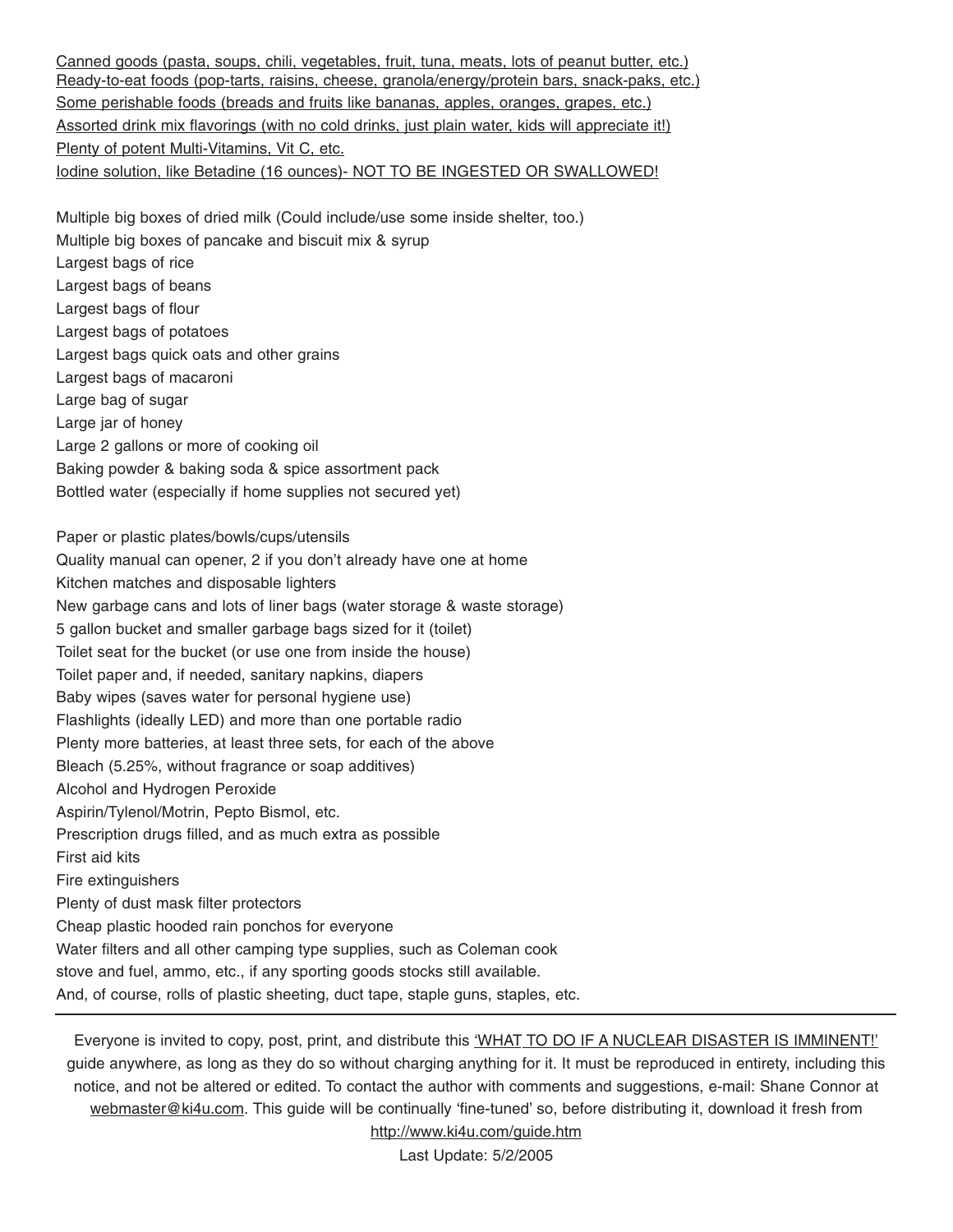<u>Canned goods (pasta, soups, chili, vegetables, fruit, tuna, meats, lots of peanut butter, etc.)</u>
<u>Ready-to-eat foods (pop-tarts, raisins, cheese, granola/energy/protein bars, snack-paks, etc.)</u>
<u>Some perishable foods (breads and fruits like bananas, apples, oranges, grapes, etc.)</u>
<u>Assorted drink mix flavorings (with no cold drinks, just plain water, kids will appreciate it!)</u>
<u>Plenty of potent Multi-Vitamins, Vit C, etc.</u>
<u>Iodine solution, like Betadine (16 ounces)- NOT TO BE INGESTED OR SWALLOWED!</u>

Multiple big boxes of dried milk (Could include/use some inside shelter, too.)
Multiple big boxes of pancake and biscuit mix & syrup
Largest bags of rice
Largest bags of beans
Largest bags of flour
Largest bags of potatoes
Largest bags quick oats and other grains
Largest bags of macaroni
Large bag of sugar
Large jar of honey
Large 2 gallons or more of cooking oil
Baking powder & baking soda & spice assortment pack
Bottled water (especially if home supplies not secured yet)

Paper or plastic plates/bowls/cups/utensils
Quality manual can opener, 2 if you don't already have one at home
Kitchen matches and disposable lighters
New garbage cans and lots of liner bags (water storage & waste storage)
5 gallon bucket and smaller garbage bags sized for it (toilet)
Toilet seat for the bucket (or use one from inside the house)
Toilet paper and, if needed, sanitary napkins, diapers
Baby wipes (saves water for personal hygiene use)
Flashlights (ideally LED) and more than one portable radio
Plenty more batteries, at least three sets, for each of the above
Bleach (5.25%, without fragrance or soap additives)
Alcohol and Hydrogen Peroxide
Aspirin/Tylenol/Motrin, Pepto Bismol, etc.
Prescription drugs filled, and as much extra as possible
First aid kits
Fire extinguishers
Plenty of dust mask filter protectors
Cheap plastic hooded rain ponchos for everyone
Water filters and all other camping type supplies, such as Coleman cook stove and fuel, ammo, etc., if any sporting goods stocks still available.
And, of course, rolls of plastic sheeting, duct tape, staple guns, staples, etc.

---

Everyone is invited to copy, post, print, and distribute this <u>'WHAT TO DO IF A NUCLEAR DISASTER IS IMMINENT!'</u> guide anywhere, as long as they do so without charging anything for it. It must be reproduced in entirety, including this notice, and not be altered or edited. To contact the author with comments and suggestions, e-mail: Shane Connor at <u>webmaster@ki4u.com</u>. This guide will be continually 'fine-tuned' so, before distributing it, download it fresh from <u>http://www.ki4u.com/guide.htm</u>

Last Update: 5/2/2005